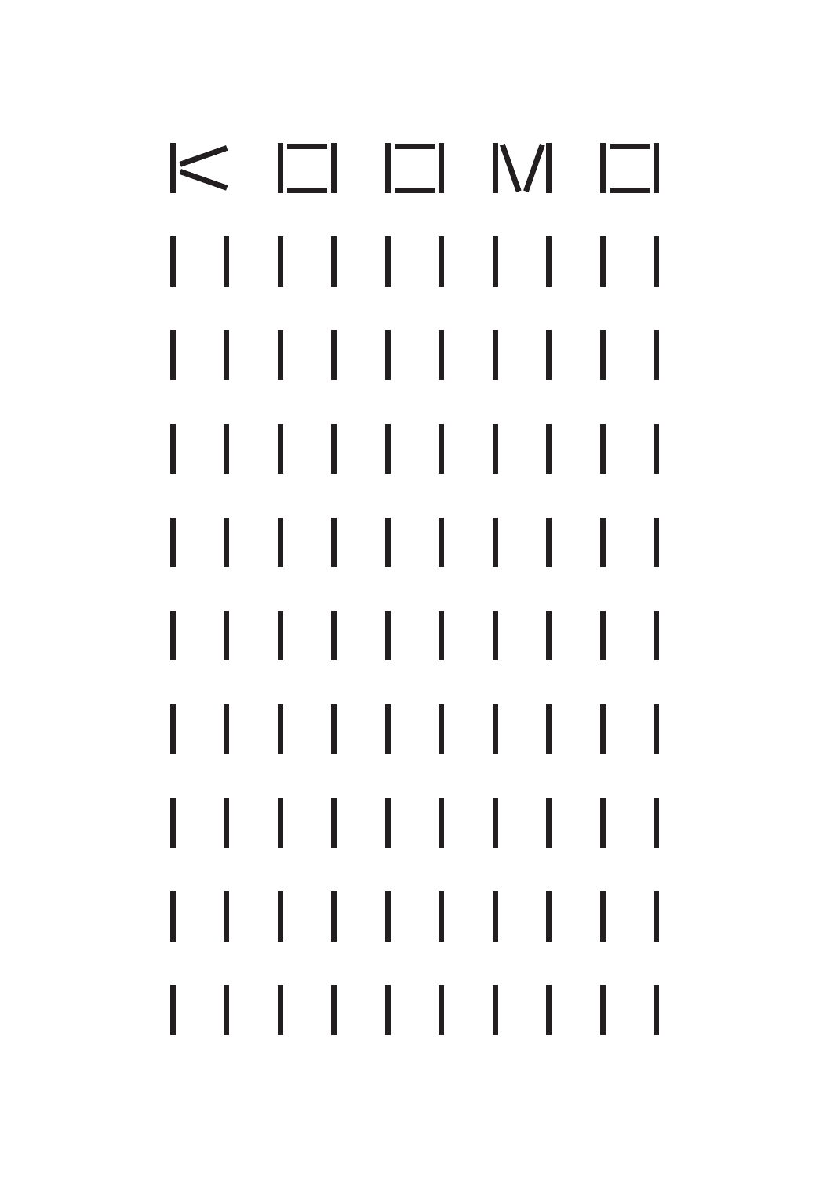# KOOMO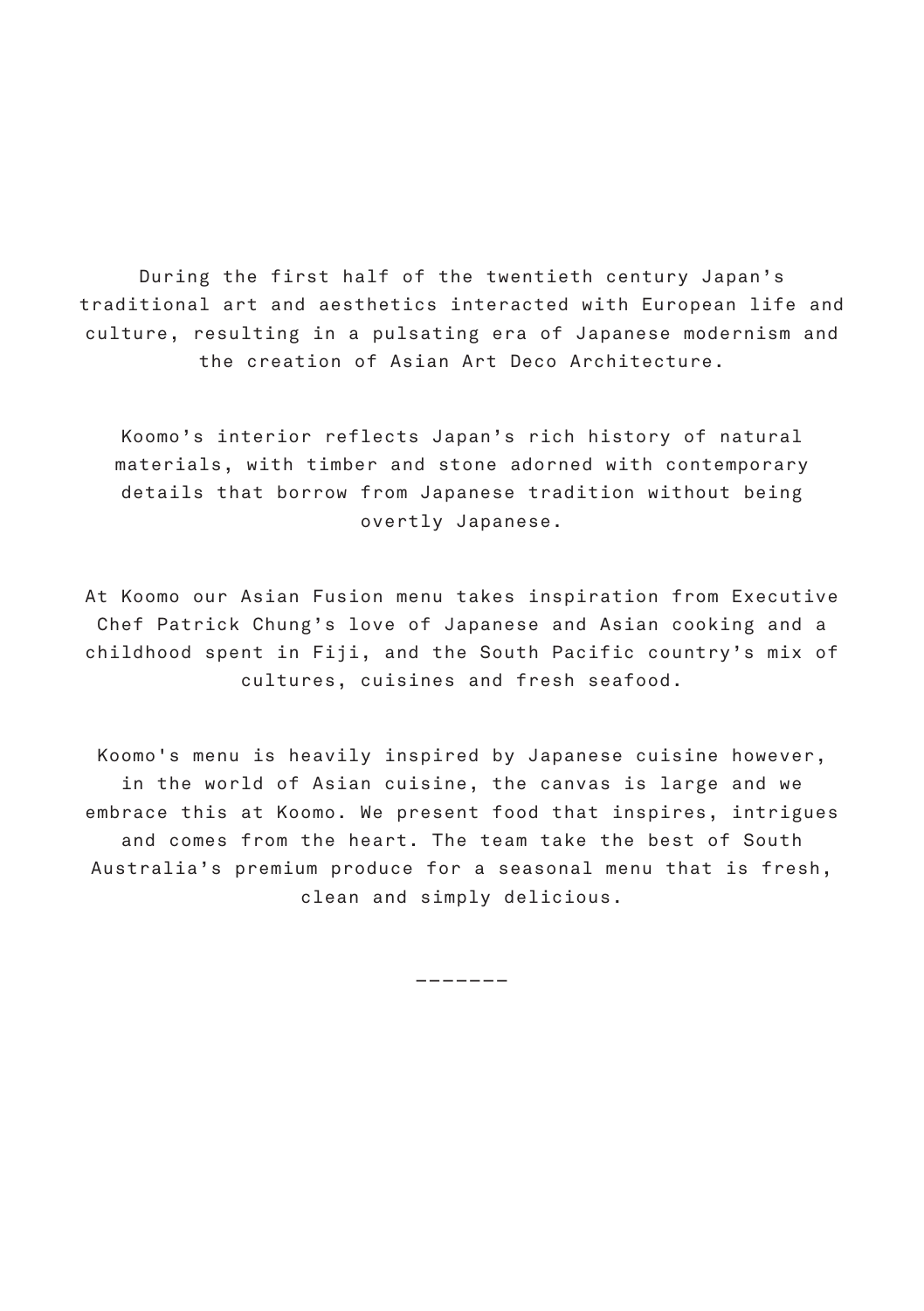During the first half of the twentieth century Japan’s traditional art and aesthetics interacted with European life and culture, resulting in a pulsating era of Japanese modernism and the creation of Asian Art Deco Architecture.

Koomo’s interior reflects Japan’s rich history of natural materials, with timber and stone adorned with contemporary details that borrow from Japanese tradition without being overtly Japanese.

At Koomo our Asian Fusion menu takes inspiration from Executive Chef Patrick Chung’s love of Japanese and Asian cooking and a childhood spent in Fiji, and the South Pacific country’s mix of cultures, cuisines and fresh seafood.

Koomo's menu is heavily inspired by Japanese cuisine however, in the world of Asian cuisine, the canvas is large and we embrace this at Koomo. We present food that inspires, intrigues and comes from the heart. The team take the best of South Australia’s premium produce for a seasonal menu that is fresh, clean and simply delicious.

-------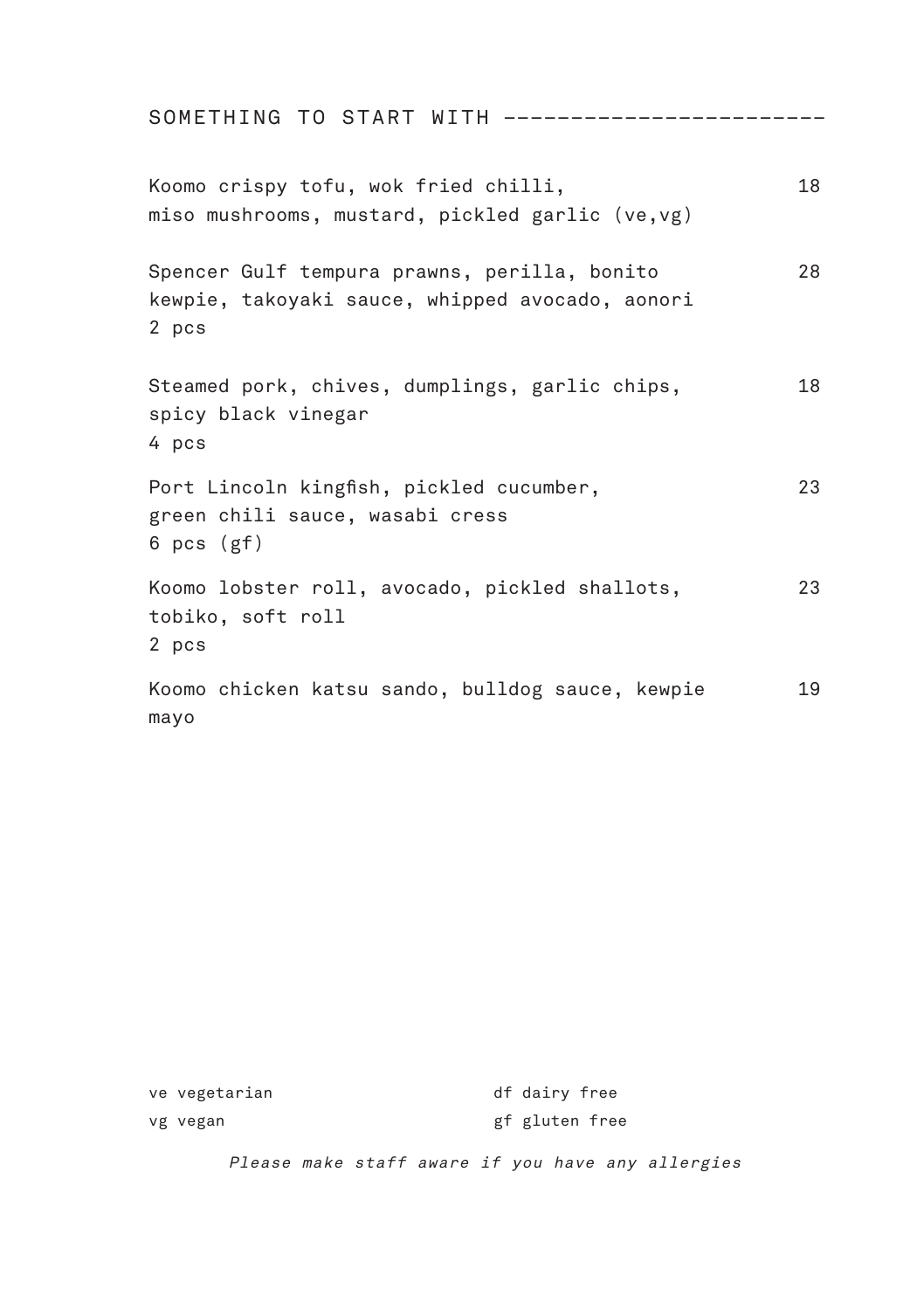## SOMETHING TO START WITH ------------------------

Koomo crispy tofu, wok fried chilli, miso mushrooms, mustard, pickled garlic (ve,vg) — 18

Spencer Gulf tempura prawns, perilla, bonito kewpie, takoyaki sauce, whipped avocado, aonori
2 pcs — 28

Steamed pork, chives, dumplings, garlic chips, spicy black vinegar
4 pcs — 18

Port Lincoln kingfish, pickled cucumber, green chili sauce, wasabi cress
6 pcs (gf) — 23

Koomo lobster roll, avocado, pickled shallots, tobiko, soft roll
2 pcs — 23

Koomo chicken katsu sando, bulldog sauce, kewpie mayo — 19

ve vegetarian
vg vegan
df dairy free
gf gluten free

*Please make staff aware if you have any allergies*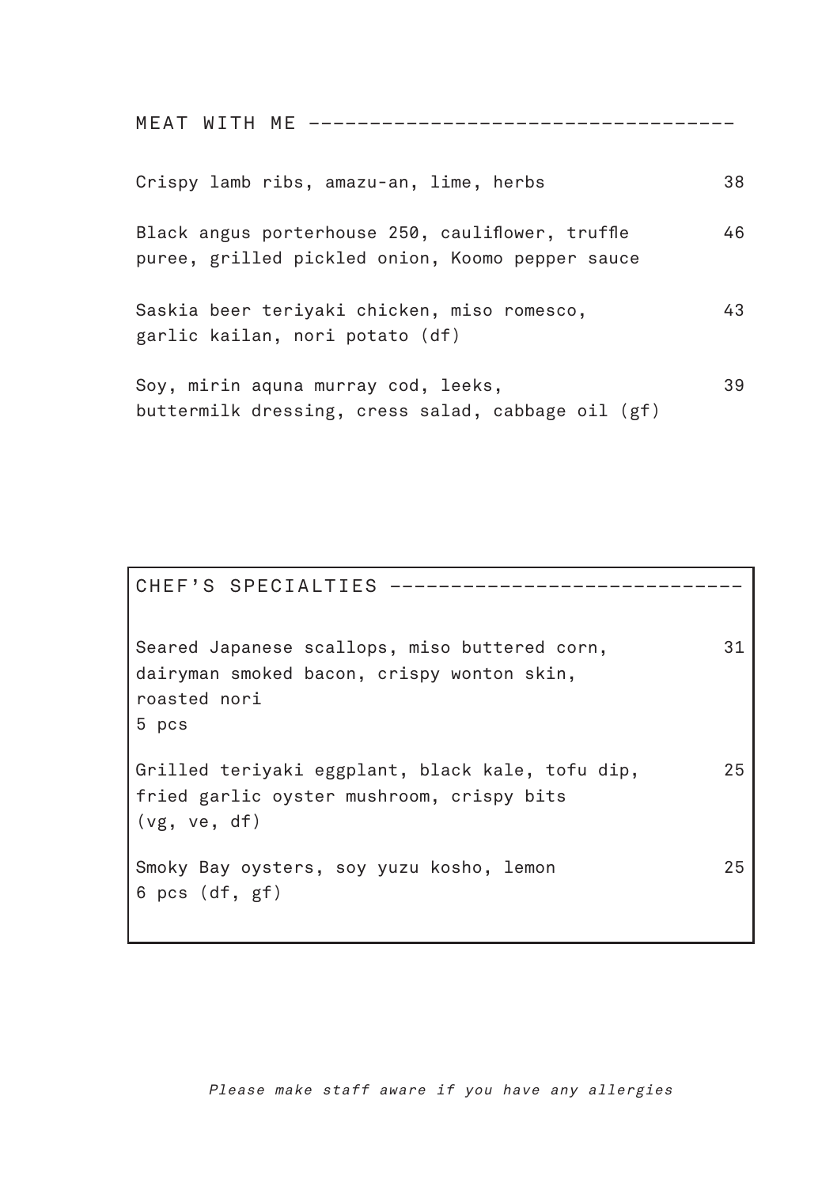## MEAT WITH ME

Crispy lamb ribs, amazu-an, lime, herbs — 38

Black angus porterhouse 250, cauliflower, truffle puree, grilled pickled onion, Koomo pepper sauce — 46

Saskia beer teriyaki chicken, miso romesco, garlic kailan, nori potato (df) — 43

Soy, mirin aquna murray cod, leeks, buttermilk dressing, cress salad, cabbage oil (gf) — 39

## CHEF'S SPECIALTIES

Seared Japanese scallops, miso buttered corn, dairyman smoked bacon, crispy wonton skin, roasted nori
5 pcs — 31

Grilled teriyaki eggplant, black kale, tofu dip, fried garlic oyster mushroom, crispy bits
(vg, ve, df) — 25

Smoky Bay oysters, soy yuzu kosho, lemon
6 pcs (df, gf) — 25

*Please make staff aware if you have any allergies*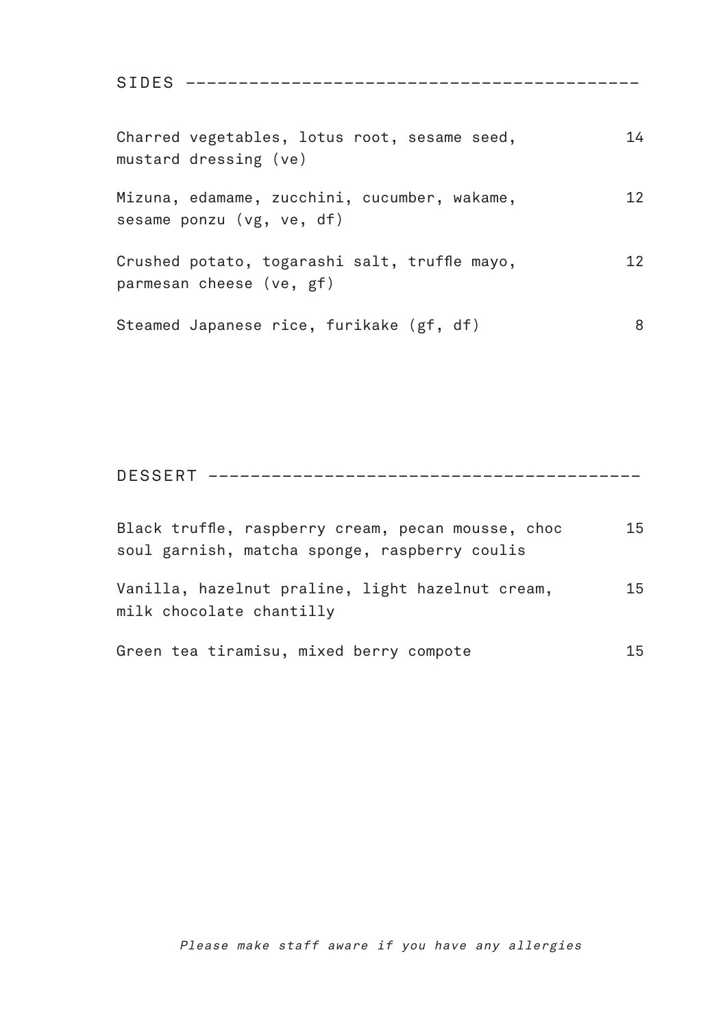## SIDES

| Item | Price |
| --- | --- |
| Charred vegetables, lotus root, sesame seed, mustard dressing (ve) | 14 |
| Mizuna, edamame, zucchini, cucumber, wakame, sesame ponzu (vg, ve, df) | 12 |
| Crushed potato, togarashi salt, truffle mayo, parmesan cheese (ve, gf) | 12 |
| Steamed Japanese rice, furikake (gf, df) | 8 |

## DESSERT

| Item | Price |
| --- | --- |
| Black truffle, raspberry cream, pecan mousse, choc soul garnish, matcha sponge, raspberry coulis | 15 |
| Vanilla, hazelnut praline, light hazelnut cream, milk chocolate chantilly | 15 |
| Green tea tiramisu, mixed berry compote | 15 |

*Please make staff aware if you have any allergies*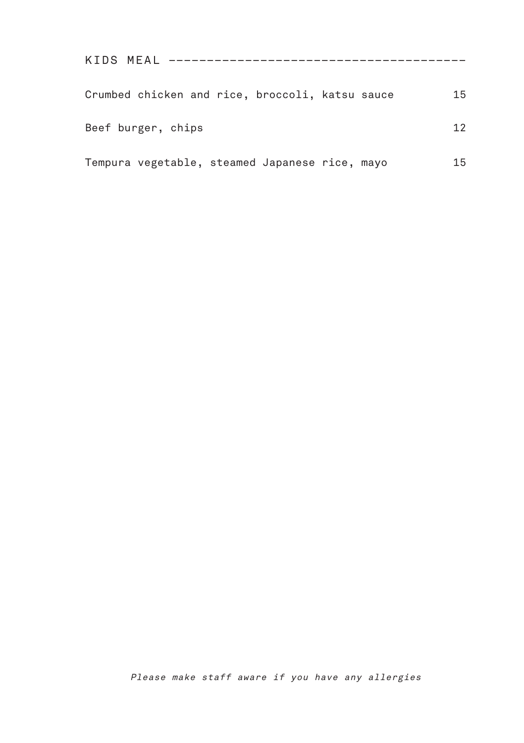## KIDS MEAL

| Item | Price |
| --- | --- |
| Crumbed chicken and rice, broccoli, katsu sauce | 15 |
| Beef burger, chips | 12 |
| Tempura vegetable, steamed Japanese rice, mayo | 15 |

*Please make staff aware if you have any allergies*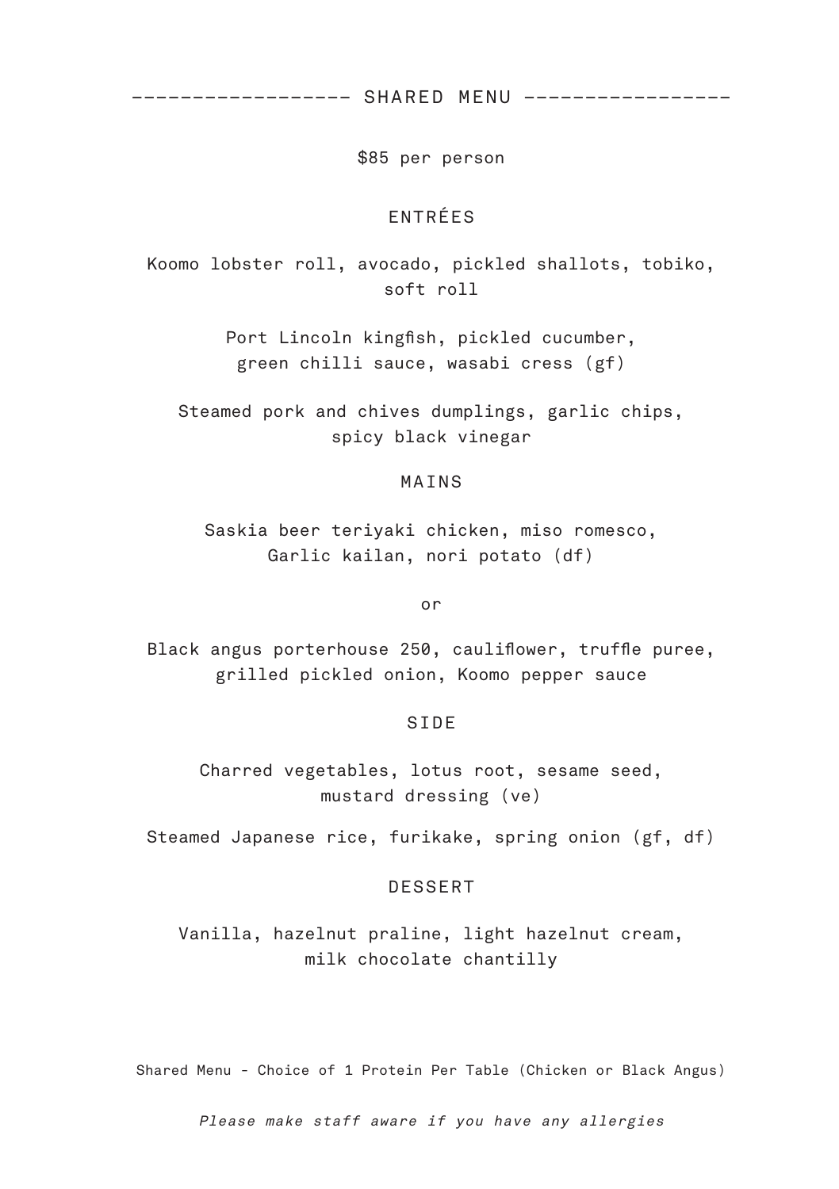## SHARED MENU

$85 per person

### ENTRÉES

Koomo lobster roll, avocado, pickled shallots, tobiko, soft roll

Port Lincoln kingfish, pickled cucumber, green chilli sauce, wasabi cress (gf)

Steamed pork and chives dumplings, garlic chips, spicy black vinegar

### MAINS

Saskia beer teriyaki chicken, miso romesco, Garlic kailan, nori potato (df)

or

Black angus porterhouse 250, cauliflower, truffle puree, grilled pickled onion, Koomo pepper sauce

### SIDE

Charred vegetables, lotus root, sesame seed, mustard dressing (ve)

Steamed Japanese rice, furikake, spring onion (gf, df)

### DESSERT

Vanilla, hazelnut praline, light hazelnut cream, milk chocolate chantilly

Shared Menu - Choice of 1 Protein Per Table (Chicken or Black Angus)

*Please make staff aware if you have any allergies*